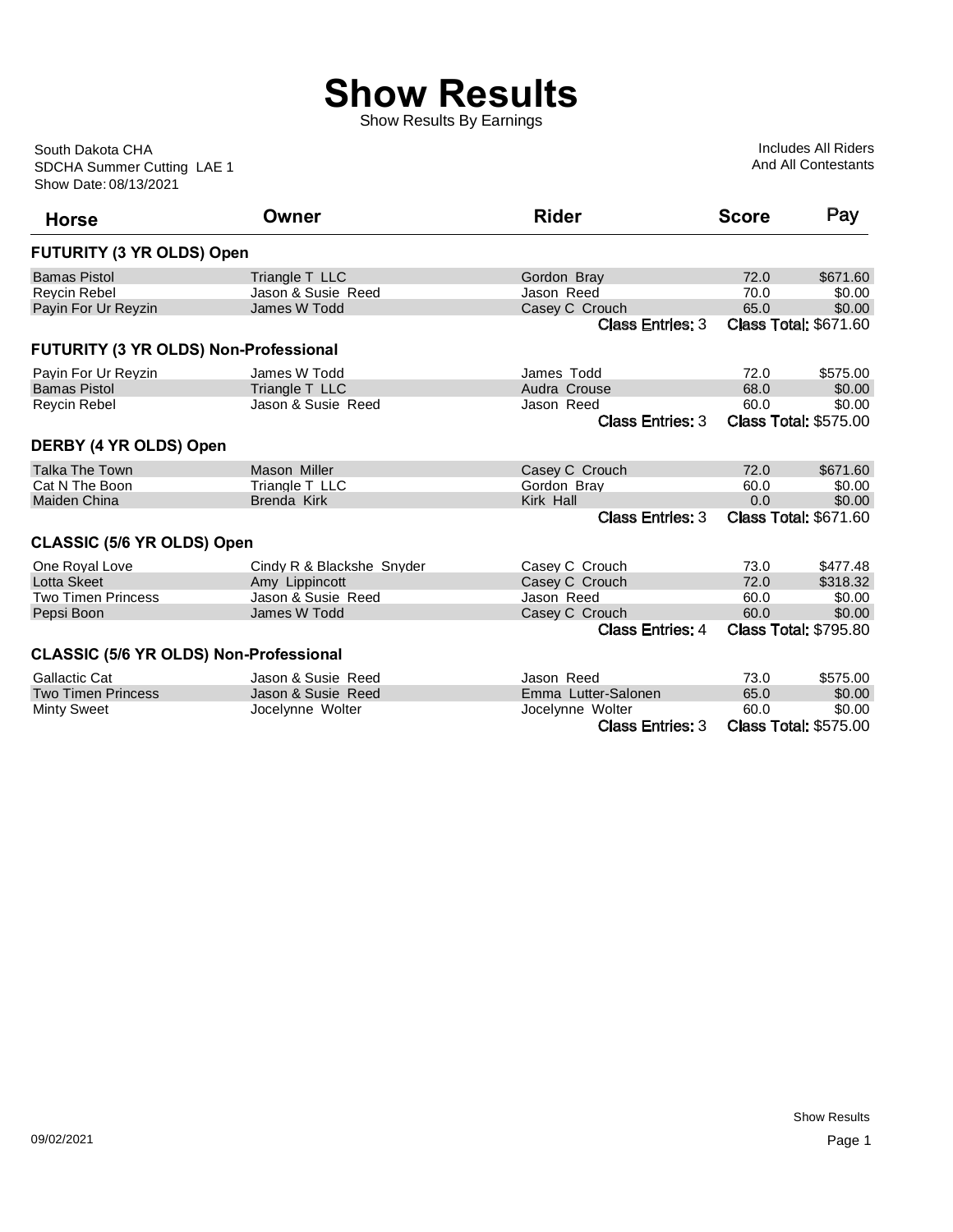# Show Results

Show Results By Earnings

South Dakota CHA
SDCHA Summer Cutting LAE 1
Show Date: 08/13/2021

Includes All Riders
And All Contestants

| Horse | Owner | Rider | Score | Pay |
|---|---|---|---|---|
| **FUTURITY (3 YR OLDS) Open** | | | | |
| Bamas Pistol | Triangle T LLC | Gordon Bray | 72.0 | $671.60 |
| Reycin Rebel | Jason & Susie Reed | Jason Reed | 70.0 | $0.00 |
| Payin For Ur Reyzin | James W Todd | Casey C Crouch | 65.0 | $0.00 |
| | | Class Entries: 3 | Class Total: $671.60 | |
| **FUTURITY (3 YR OLDS) Non-Professional** | | | | |
| Payin For Ur Reyzin | James W Todd | James Todd | 72.0 | $575.00 |
| Bamas Pistol | Triangle T LLC | Audra Crouse | 68.0 | $0.00 |
| Reycin Rebel | Jason & Susie Reed | Jason Reed | 60.0 | $0.00 |
| | | Class Entries: 3 | Class Total: $575.00 | |
| **DERBY (4 YR OLDS) Open** | | | | |
| Talka The Town | Mason Miller | Casey C Crouch | 72.0 | $671.60 |
| Cat N The Boon | Triangle T LLC | Gordon Bray | 60.0 | $0.00 |
| Maiden China | Brenda Kirk | Kirk Hall | 0.0 | $0.00 |
| | | Class Entries: 3 | Class Total: $671.60 | |
| **CLASSIC (5/6 YR OLDS) Open** | | | | |
| One Royal Love | Cindy R & Blackshe Snyder | Casey C Crouch | 73.0 | $477.48 |
| Lotta Skeet | Amy Lippincott | Casey C Crouch | 72.0 | $318.32 |
| Two Timen Princess | Jason & Susie Reed | Jason Reed | 60.0 | $0.00 |
| Pepsi Boon | James W Todd | Casey C Crouch | 60.0 | $0.00 |
| | | Class Entries: 4 | Class Total: $795.80 | |
| **CLASSIC (5/6 YR OLDS) Non-Professional** | | | | |
| Gallactic Cat | Jason & Susie Reed | Jason Reed | 73.0 | $575.00 |
| Two Timen Princess | Jason & Susie Reed | Emma Lutter-Salonen | 65.0 | $0.00 |
| Minty Sweet | Jocelynne Wolter | Jocelynne Wolter | 60.0 | $0.00 |
| | | Class Entries: 3 | Class Total: $575.00 | |

09/02/2021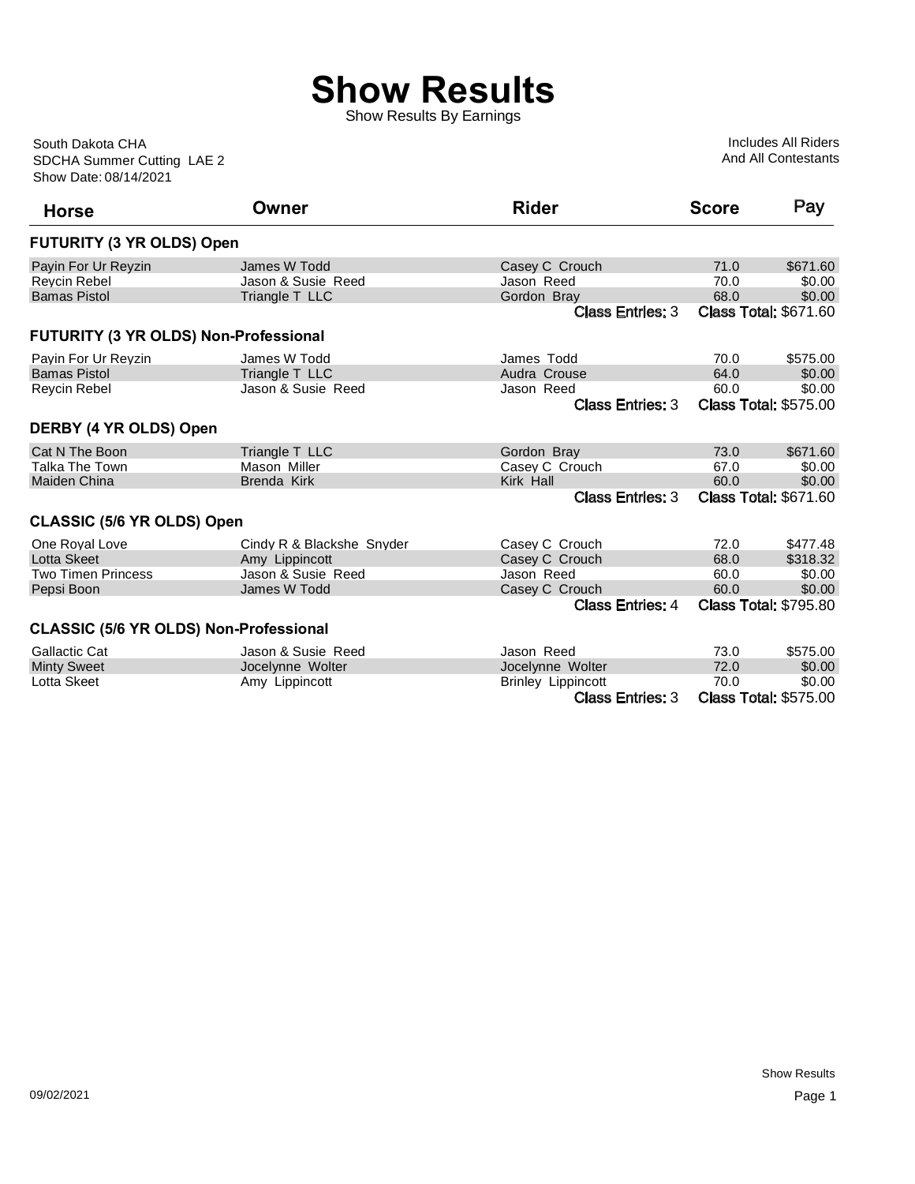# Show Results

Show Results By Earnings

South Dakota CHA
SDCHA Summer Cutting LAE 2
Show Date: 08/14/2021

Includes All Riders
And All Contestants

| Horse | Owner | Rider | Score | Pay |
|---|---|---|---|---|
| **FUTURITY (3 YR OLDS) Open** | | | | |
| Payin For Ur Reyzin | James W Todd | Casey C Crouch | 71.0 | $671.60 |
| Reycin Rebel | Jason & Susie Reed | Jason Reed | 70.0 | $0.00 |
| Bamas Pistol | Triangle T LLC | Gordon Bray | 68.0 | $0.00 |
| | | Class Entries: 3 | Class Total: $671.60 | |
| **FUTURITY (3 YR OLDS) Non-Professional** | | | | |
| Payin For Ur Reyzin | James W Todd | James Todd | 70.0 | $575.00 |
| Bamas Pistol | Triangle T LLC | Audra Crouse | 64.0 | $0.00 |
| Reycin Rebel | Jason & Susie Reed | Jason Reed | 60.0 | $0.00 |
| | | Class Entries: 3 | Class Total: $575.00 | |
| **DERBY (4 YR OLDS) Open** | | | | |
| Cat N The Boon | Triangle T LLC | Gordon Bray | 73.0 | $671.60 |
| Talka The Town | Mason Miller | Casey C Crouch | 67.0 | $0.00 |
| Maiden China | Brenda Kirk | Kirk Hall | 60.0 | $0.00 |
| | | Class Entries: 3 | Class Total: $671.60 | |
| **CLASSIC (5/6 YR OLDS) Open** | | | | |
| One Royal Love | Cindy R & Blackshe Snyder | Casey C Crouch | 72.0 | $477.48 |
| Lotta Skeet | Amy Lippincott | Casey C Crouch | 68.0 | $318.32 |
| Two Timen Princess | Jason & Susie Reed | Jason Reed | 60.0 | $0.00 |
| Pepsi Boon | James W Todd | Casey C Crouch | 60.0 | $0.00 |
| | | Class Entries: 4 | Class Total: $795.80 | |
| **CLASSIC (5/6 YR OLDS) Non-Professional** | | | | |
| Gallactic Cat | Jason & Susie Reed | Jason Reed | 73.0 | $575.00 |
| Minty Sweet | Jocelynne Wolter | Jocelynne Wolter | 72.0 | $0.00 |
| Lotta Skeet | Amy Lippincott | Brinley Lippincott | 70.0 | $0.00 |
| | | Class Entries: 3 | Class Total: $575.00 | |

09/02/2021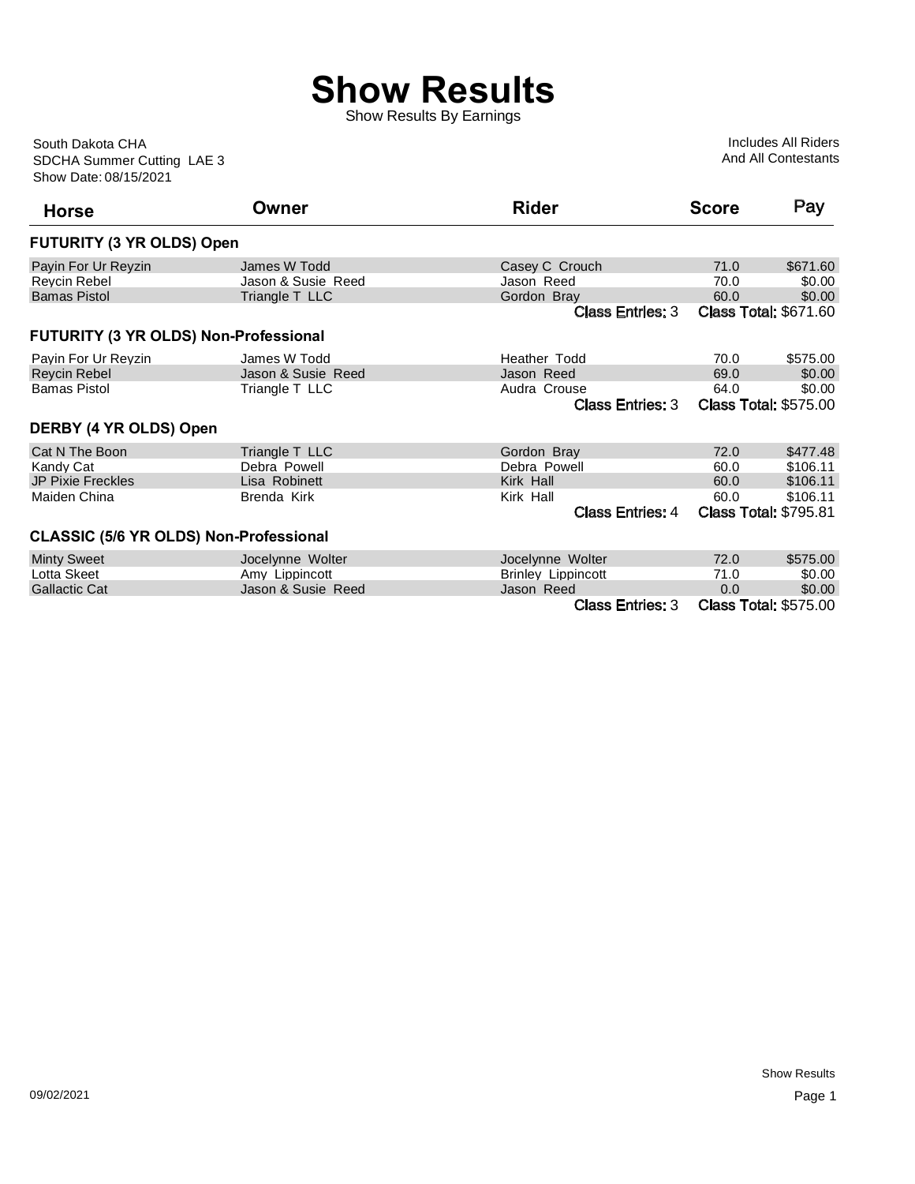# Show Results

Show Results By Earnings

South Dakota CHA
SDCHA Summer Cutting LAE 3
Show Date: 08/15/2021

Includes All Riders
And All Contestants

| Horse | Owner | Rider | Score | Pay |
|---|---|---|---|---|
| **FUTURITY (3 YR OLDS) Open** | | | | |
| Payin For Ur Reyzin | James W Todd | Casey C Crouch | 71.0 | $671.60 |
| Reycin Rebel | Jason & Susie Reed | Jason Reed | 70.0 | $0.00 |
| Bamas Pistol | Triangle T LLC | Gordon Bray | 60.0 | $0.00 |
| | | Class Entries: 3 | Class Total: | $671.60 |
| **FUTURITY (3 YR OLDS) Non-Professional** | | | | |
| Payin For Ur Reyzin | James W Todd | Heather Todd | 70.0 | $575.00 |
| Reycin Rebel | Jason & Susie Reed | Jason Reed | 69.0 | $0.00 |
| Bamas Pistol | Triangle T LLC | Audra Crouse | 64.0 | $0.00 |
| | | Class Entries: 3 | Class Total: | $575.00 |
| **DERBY (4 YR OLDS) Open** | | | | |
| Cat N The Boon | Triangle T LLC | Gordon Bray | 72.0 | $477.48 |
| Kandy Cat | Debra Powell | Debra Powell | 60.0 | $106.11 |
| JP Pixie Freckles | Lisa Robinett | Kirk Hall | 60.0 | $106.11 |
| Maiden China | Brenda Kirk | Kirk Hall | 60.0 | $106.11 |
| | | Class Entries: 4 | Class Total: | $795.81 |
| **CLASSIC (5/6 YR OLDS) Non-Professional** | | | | |
| Minty Sweet | Jocelynne Wolter | Jocelynne Wolter | 72.0 | $575.00 |
| Lotta Skeet | Amy Lippincott | Brinley Lippincott | 71.0 | $0.00 |
| Gallactic Cat | Jason & Susie Reed | Jason Reed | 0.0 | $0.00 |
| | | Class Entries: 3 | Class Total: | $575.00 |

09/02/2021